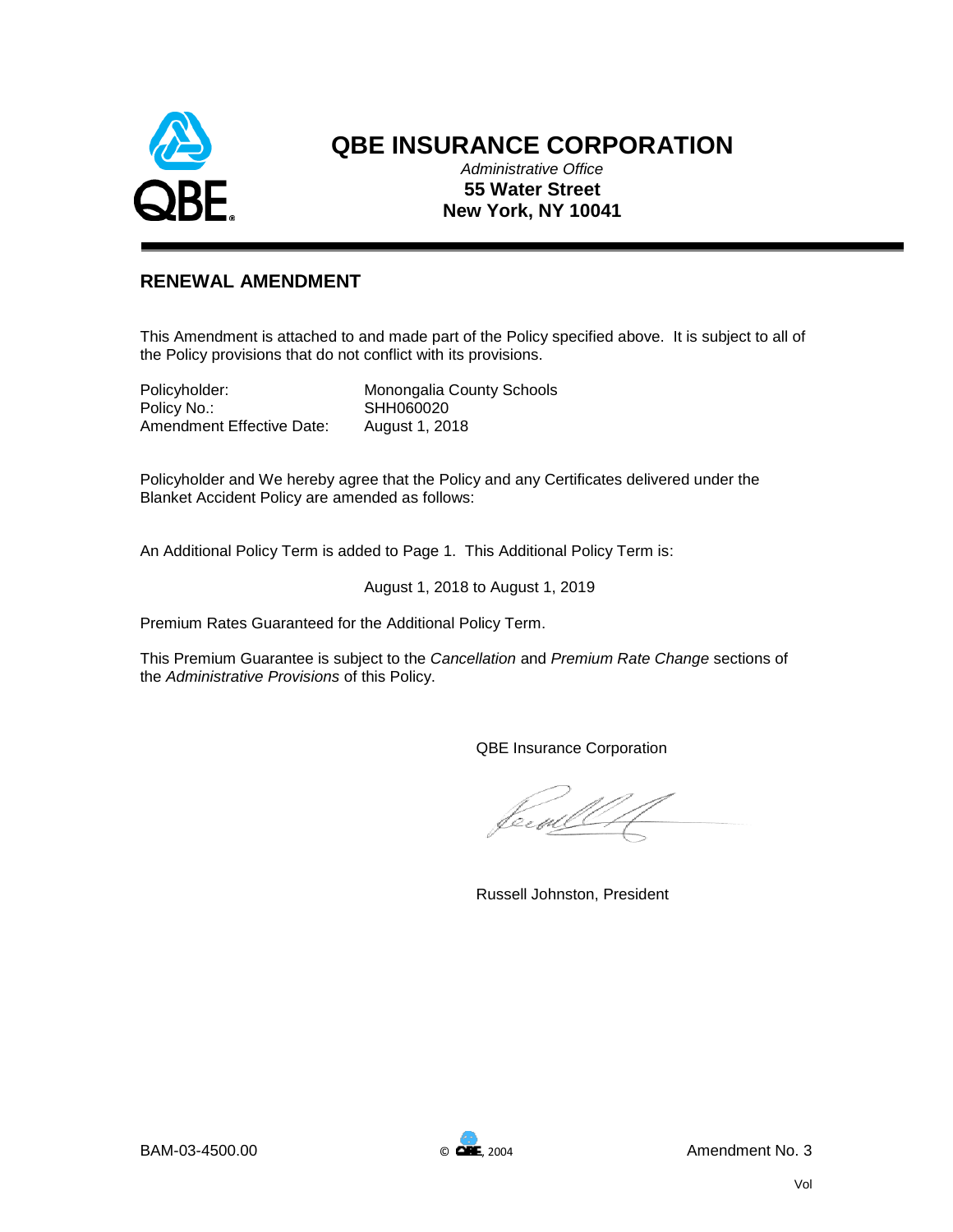# QBE INSURANCE CORPORATION

*Administrative Office*

**55 Water Street**

**New York, NY 10041**

## RENEWAL AMENDMENT

This Amendment is attached to and made part of the Policy specified above. It is subject to all of the Policy provisions that do not conflict with its provisions.

| | |
|---|---|
| Policyholder: | Monongalia County Schools |
| Policy No.: | SHH060020 |
| Amendment Effective Date: | August 1, 2018 |

Policyholder and We hereby agree that the Policy and any Certificates delivered under the Blanket Accident Policy are amended as follows:

An Additional Policy Term is added to Page 1. This Additional Policy Term is:

August 1, 2018 to August 1, 2019

Premium Rates Guaranteed for the Additional Policy Term.

This Premium Guarantee is subject to the *Cancellation* and *Premium Rate Change* sections of the *Administrative Provisions* of this Policy.

QBE Insurance Corporation

Russell Johnston, President

BAM-03-4500.00 © QBE, 2004 Amendment No. 3

Vol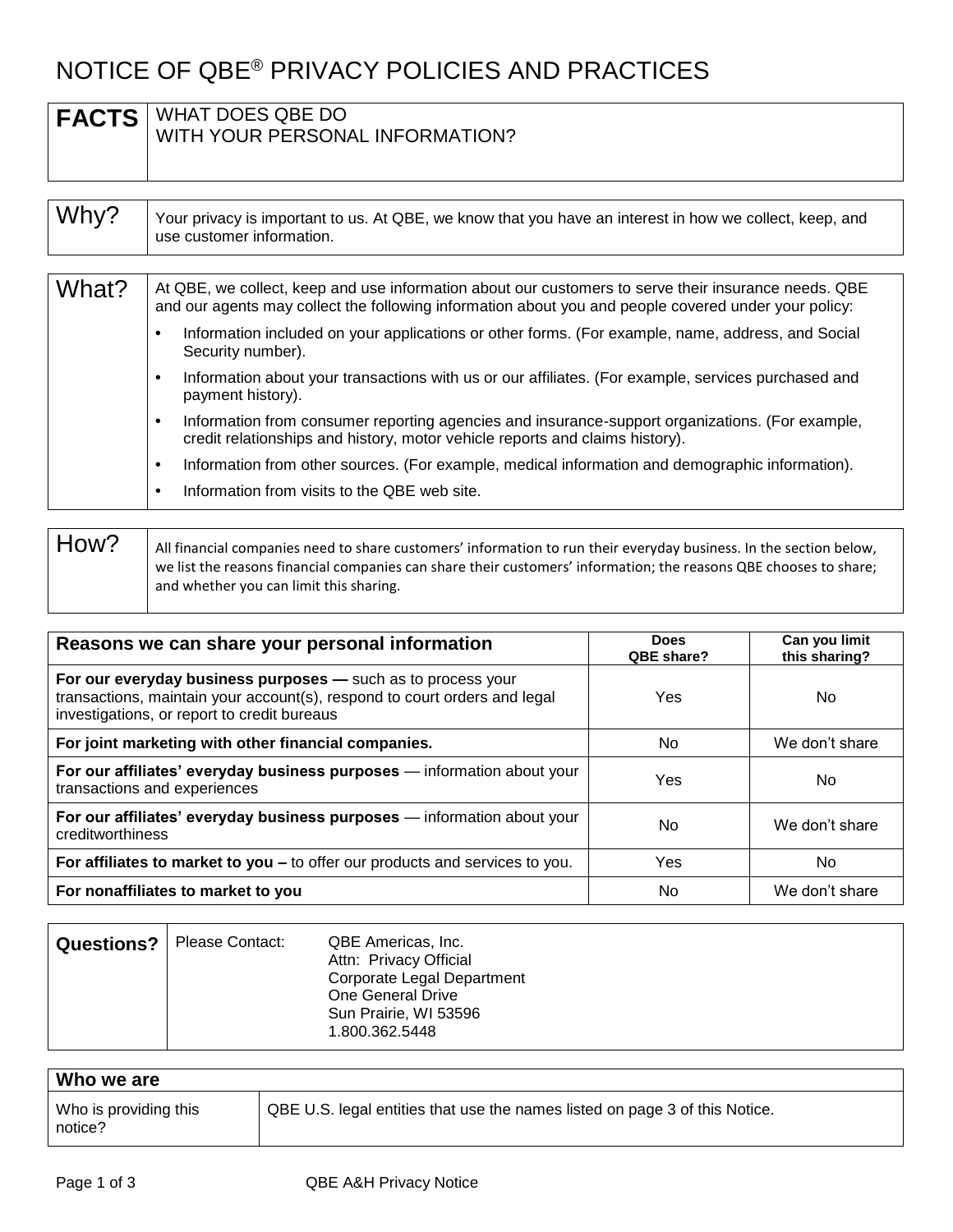# NOTICE OF QBE® PRIVACY POLICIES AND PRACTICES

| **FACTS** | WHAT DOES QBE DO WITH YOUR PERSONAL INFORMATION? |
|---|---|

| Why? | Your privacy is important to us. At QBE, we know that you have an interest in how we collect, keep, and use customer information. |
|---|---|

**What?**

At QBE, we collect, keep and use information about our customers to serve their insurance needs. QBE and our agents may collect the following information about you and people covered under your policy:

- Information included on your applications or other forms. (For example, name, address, and Social Security number).
- Information about your transactions with us or our affiliates. (For example, services purchased and payment history).
- Information from consumer reporting agencies and insurance-support organizations. (For example, credit relationships and history, motor vehicle reports and claims history).
- Information from other sources. (For example, medical information and demographic information).
- Information from visits to the QBE web site.

| How? | All financial companies need to share customers' information to run their everyday business. In the section below, we list the reasons financial companies can share their customers' information; the reasons QBE chooses to share; and whether you can limit this sharing. |
|---|---|

| Reasons we can share your personal information | Does QBE share? | Can you limit this sharing? |
|---|---|---|
| **For our everyday business purposes —** such as to process your transactions, maintain your account(s), respond to court orders and legal investigations, or report to credit bureaus | Yes | No |
| **For joint marketing with other financial companies.** | No | We don't share |
| **For our affiliates' everyday business purposes** — information about your transactions and experiences | Yes | No |
| **For our affiliates' everyday business purposes** — information about your creditworthiness | No | We don't share |
| **For affiliates to market to you –** to offer our products and services to you. | Yes | No |
| **For nonaffiliates to market to you** | No | We don't share |

| **Questions?** | Please Contact: | QBE Americas, Inc.<br>Attn: Privacy Official<br>Corporate Legal Department<br>One General Drive<br>Sun Prairie, WI 53596<br>1.800.362.5448 |
|---|---|---|

| **Who we are** | |
|---|---|
| Who is providing this notice? | QBE U.S. legal entities that use the names listed on page 3 of this Notice. |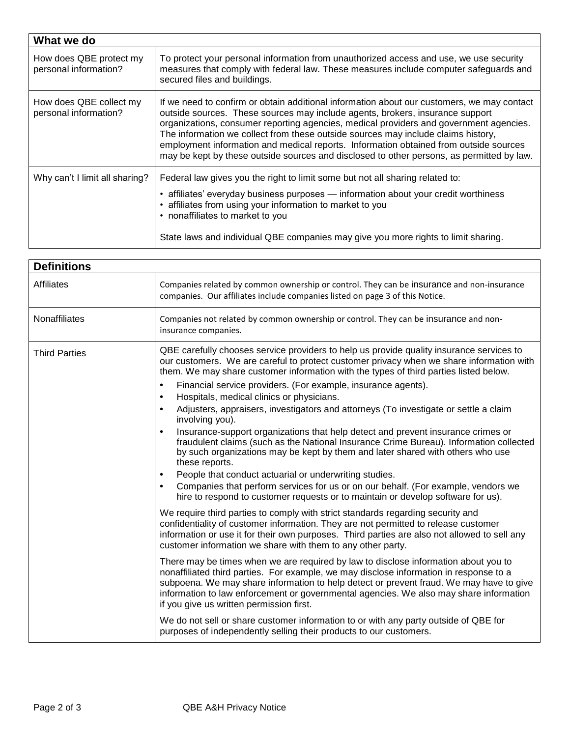| What we do | |
|---|---|
| How does QBE protect my personal information? | To protect your personal information from unauthorized access and use, we use security measures that comply with federal law. These measures include computer safeguards and secured files and buildings. |
| How does QBE collect my personal information? | If we need to confirm or obtain additional information about our customers, we may contact outside sources. These sources may include agents, brokers, insurance support organizations, consumer reporting agencies, medical providers and government agencies. The information we collect from these outside sources may include claims history, employment information and medical reports. Information obtained from outside sources may be kept by these outside sources and disclosed to other persons, as permitted by law. |
| Why can't I limit all sharing? | Federal law gives you the right to limit some but not all sharing related to:<br>• affiliates' everyday business purposes — information about your credit worthiness<br>• affiliates from using your information to market to you<br>• nonaffiliates to market to you<br><br>State laws and individual QBE companies may give you more rights to limit sharing. |

| Definitions | |
|---|---|
| Affiliates | Companies related by common ownership or control. They can be insurance and non-insurance companies. Our affiliates include companies listed on page 3 of this Notice. |
| Nonaffiliates | Companies not related by common ownership or control. They can be insurance and non-insurance companies. |
| Third Parties | QBE carefully chooses service providers to help us provide quality insurance services to our customers. We are careful to protect customer privacy when we share information with them. We may share customer information with the types of third parties listed below.<br>• Financial service providers. (For example, insurance agents).<br>• Hospitals, medical clinics or physicians.<br>• Adjusters, appraisers, investigators and attorneys (To investigate or settle a claim involving you).<br>• Insurance-support organizations that help detect and prevent insurance crimes or fraudulent claims (such as the National Insurance Crime Bureau). Information collected by such organizations may be kept by them and later shared with others who use these reports.<br>• People that conduct actuarial or underwriting studies.<br>• Companies that perform services for us or on our behalf. (For example, vendors we hire to respond to customer requests or to maintain or develop software for us).<br><br>We require third parties to comply with strict standards regarding security and confidentiality of customer information. They are not permitted to release customer information or use it for their own purposes. Third parties are also not allowed to sell any customer information we share with them to any other party.<br><br>There may be times when we are required by law to disclose information about you to nonaffiliated third parties. For example, we may disclose information in response to a subpoena. We may share information to help detect or prevent fraud. We may have to give information to law enforcement or governmental agencies. We also may share information if you give us written permission first.<br><br>We do not sell or share customer information to or with any party outside of QBE for purposes of independently selling their products to our customers. |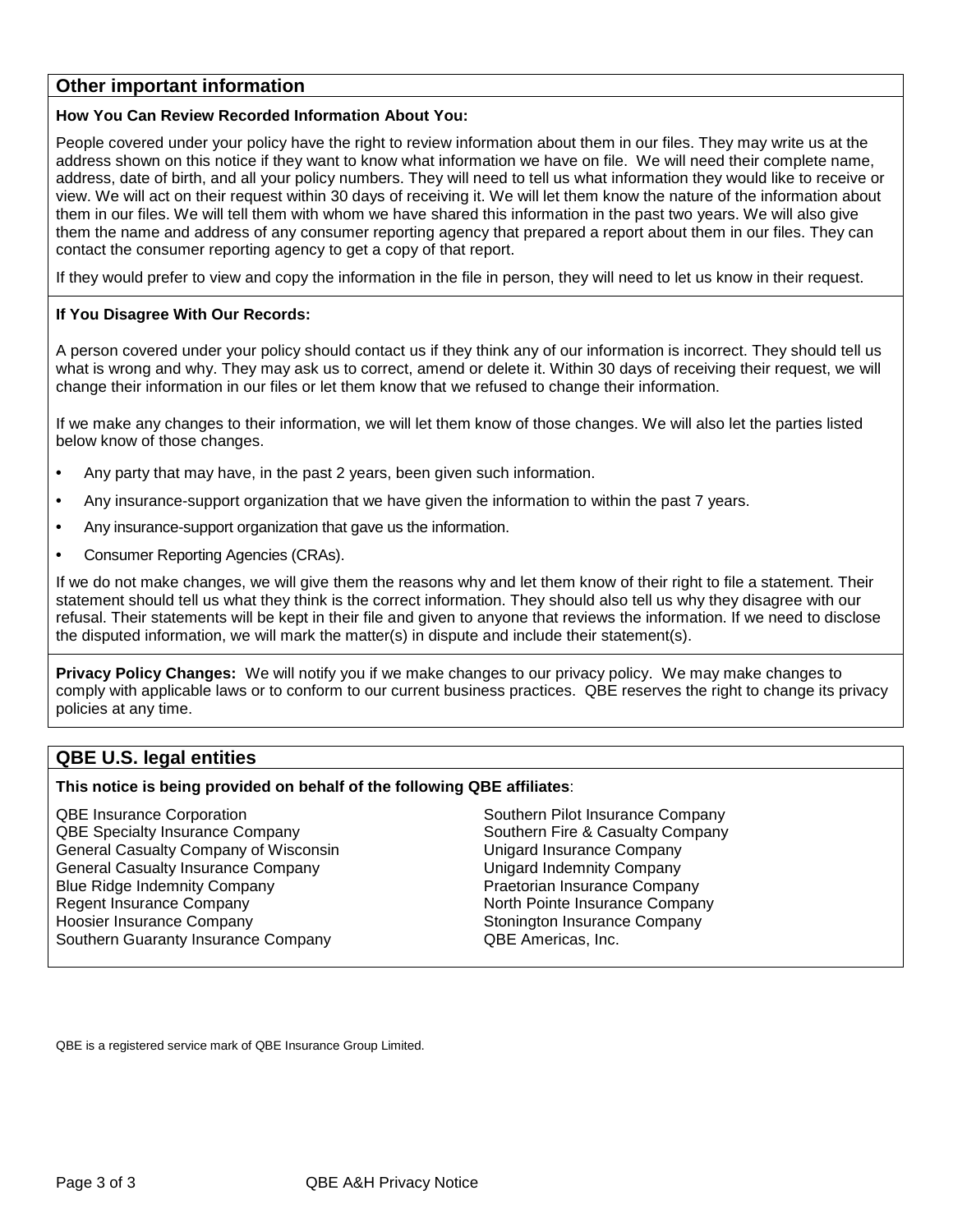## Other important information

**How You Can Review Recorded Information About You:**

People covered under your policy have the right to review information about them in our files. They may write us at the address shown on this notice if they want to know what information we have on file. We will need their complete name, address, date of birth, and all your policy numbers. They will need to tell us what information they would like to receive or view. We will act on their request within 30 days of receiving it. We will let them know the nature of the information about them in our files. We will tell them with whom we have shared this information in the past two years. We will also give them the name and address of any consumer reporting agency that prepared a report about them in our files. They can contact the consumer reporting agency to get a copy of that report.

If they would prefer to view and copy the information in the file in person, they will need to let us know in their request.

**If You Disagree With Our Records:**

A person covered under your policy should contact us if they think any of our information is incorrect. They should tell us what is wrong and why. They may ask us to correct, amend or delete it. Within 30 days of receiving their request, we will change their information in our files or let them know that we refused to change their information.

If we make any changes to their information, we will let them know of those changes. We will also let the parties listed below know of those changes.

- Any party that may have, in the past 2 years, been given such information.
- Any insurance-support organization that we have given the information to within the past 7 years.
- Any insurance-support organization that gave us the information.
- Consumer Reporting Agencies (CRAs).

If we do not make changes, we will give them the reasons why and let them know of their right to file a statement. Their statement should tell us what they think is the correct information. They should also tell us why they disagree with our refusal. Their statements will be kept in their file and given to anyone that reviews the information. If we need to disclose the disputed information, we will mark the matter(s) in dispute and include their statement(s).

**Privacy Policy Changes:** We will notify you if we make changes to our privacy policy. We may make changes to comply with applicable laws or to conform to our current business practices. QBE reserves the right to change its privacy policies at any time.

## QBE U.S. legal entities

**This notice is being provided on behalf of the following QBE affiliates**:

QBE Insurance Corporation
QBE Specialty Insurance Company
General Casualty Company of Wisconsin
General Casualty Insurance Company
Blue Ridge Indemnity Company
Regent Insurance Company
Hoosier Insurance Company
Southern Guaranty Insurance Company
Southern Pilot Insurance Company
Southern Fire & Casualty Company
Unigard Insurance Company
Unigard Indemnity Company
Praetorian Insurance Company
North Pointe Insurance Company
Stonington Insurance Company
QBE Americas, Inc.

QBE is a registered service mark of QBE Insurance Group Limited.